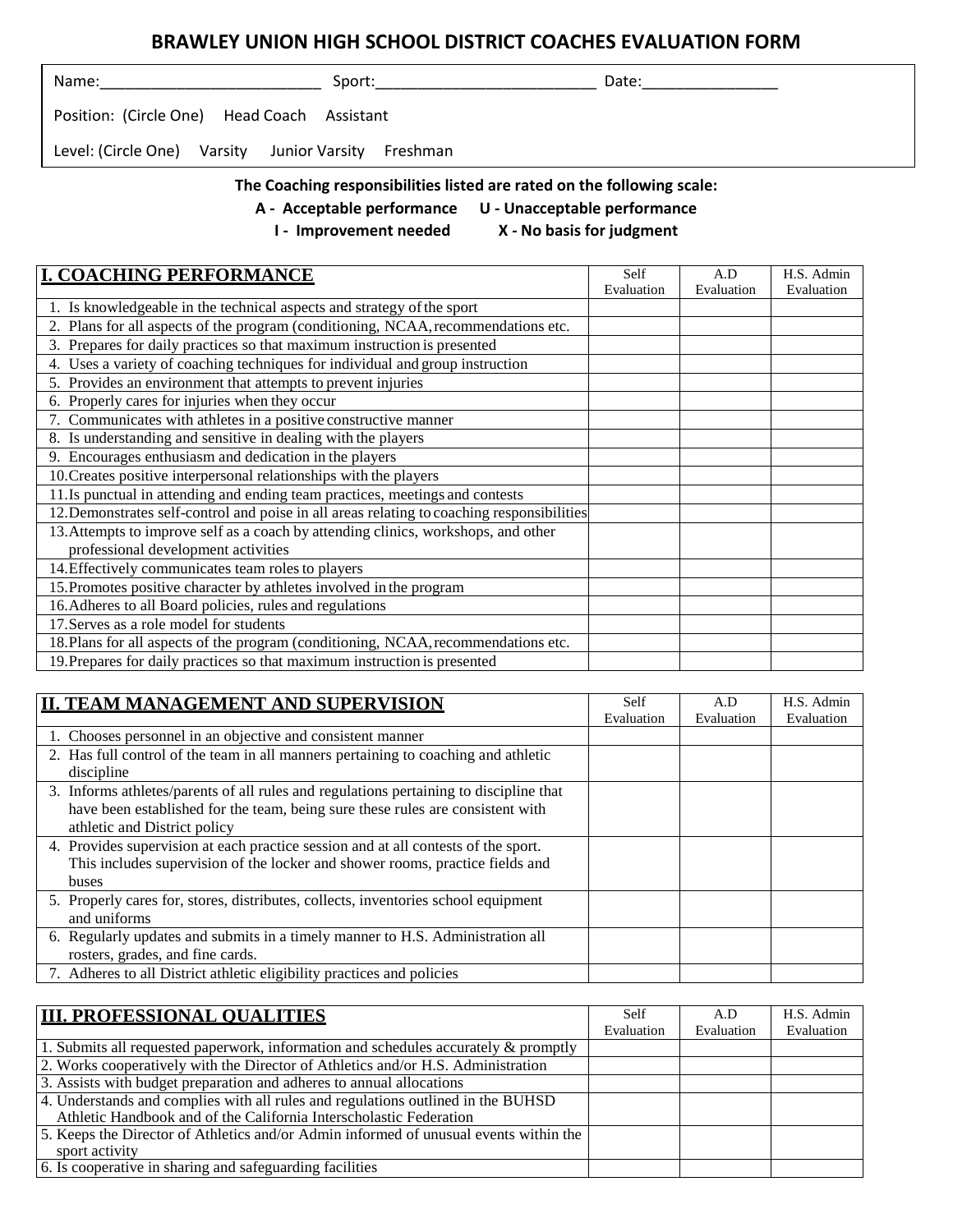# BRAWLEY UNION HIGH SCHOOL DISTRICT COACHES EVALUATION FORM

Name:_________________________ Sport:_________________________ Date:_______________

Position: (Circle One) Head Coach Assistant

Level: (Circle One) Varsity Junior Varsity Freshman

**The Coaching responsibilities listed are rated on the following scale:**

**A - Acceptable performance U - Unacceptable performance**

**I - Improvement needed X - No basis for judgment**

| **I. COACHING PERFORMANCE** | Self Evaluation | A.D Evaluation | H.S. Admin Evaluation |
|---|---|---|---|
| 1. Is knowledgeable in the technical aspects and strategy of the sport | | | |
| 2. Plans for all aspects of the program (conditioning, NCAA, recommendations etc. | | | |
| 3. Prepares for daily practices so that maximum instruction is presented | | | |
| 4. Uses a variety of coaching techniques for individual and group instruction | | | |
| 5. Provides an environment that attempts to prevent injuries | | | |
| 6. Properly cares for injuries when they occur | | | |
| 7. Communicates with athletes in a positive constructive manner | | | |
| 8. Is understanding and sensitive in dealing with the players | | | |
| 9. Encourages enthusiasm and dedication in the players | | | |
| 10. Creates positive interpersonal relationships with the players | | | |
| 11. Is punctual in attending and ending team practices, meetings and contests | | | |
| 12. Demonstrates self-control and poise in all areas relating to coaching responsibilities | | | |
| 13. Attempts to improve self as a coach by attending clinics, workshops, and other professional development activities | | | |
| 14. Effectively communicates team roles to players | | | |
| 15. Promotes positive character by athletes involved in the program | | | |
| 16. Adheres to all Board policies, rules and regulations | | | |
| 17. Serves as a role model for students | | | |
| 18. Plans for all aspects of the program (conditioning, NCAA, recommendations etc. | | | |
| 19. Prepares for daily practices so that maximum instruction is presented | | | |

| **II. TEAM MANAGEMENT AND SUPERVISION** | Self Evaluation | A.D Evaluation | H.S. Admin Evaluation |
|---|---|---|---|
| 1. Chooses personnel in an objective and consistent manner | | | |
| 2. Has full control of the team in all manners pertaining to coaching and athletic discipline | | | |
| 3. Informs athletes/parents of all rules and regulations pertaining to discipline that have been established for the team, being sure these rules are consistent with athletic and District policy | | | |
| 4. Provides supervision at each practice session and at all contests of the sport. This includes supervision of the locker and shower rooms, practice fields and buses | | | |
| 5. Properly cares for, stores, distributes, collects, inventories school equipment and uniforms | | | |
| 6. Regularly updates and submits in a timely manner to H.S. Administration all rosters, grades, and fine cards. | | | |
| 7. Adheres to all District athletic eligibility practices and policies | | | |

| **III. PROFESSIONAL QUALITIES** | Self Evaluation | A.D Evaluation | H.S. Admin Evaluation |
|---|---|---|---|
| 1. Submits all requested paperwork, information and schedules accurately & promptly | | | |
| 2. Works cooperatively with the Director of Athletics and/or H.S. Administration | | | |
| 3. Assists with budget preparation and adheres to annual allocations | | | |
| 4. Understands and complies with all rules and regulations outlined in the BUHSD Athletic Handbook and of the California Interscholastic Federation | | | |
| 5. Keeps the Director of Athletics and/or Admin informed of unusual events within the sport activity | | | |
| 6. Is cooperative in sharing and safeguarding facilities | | | |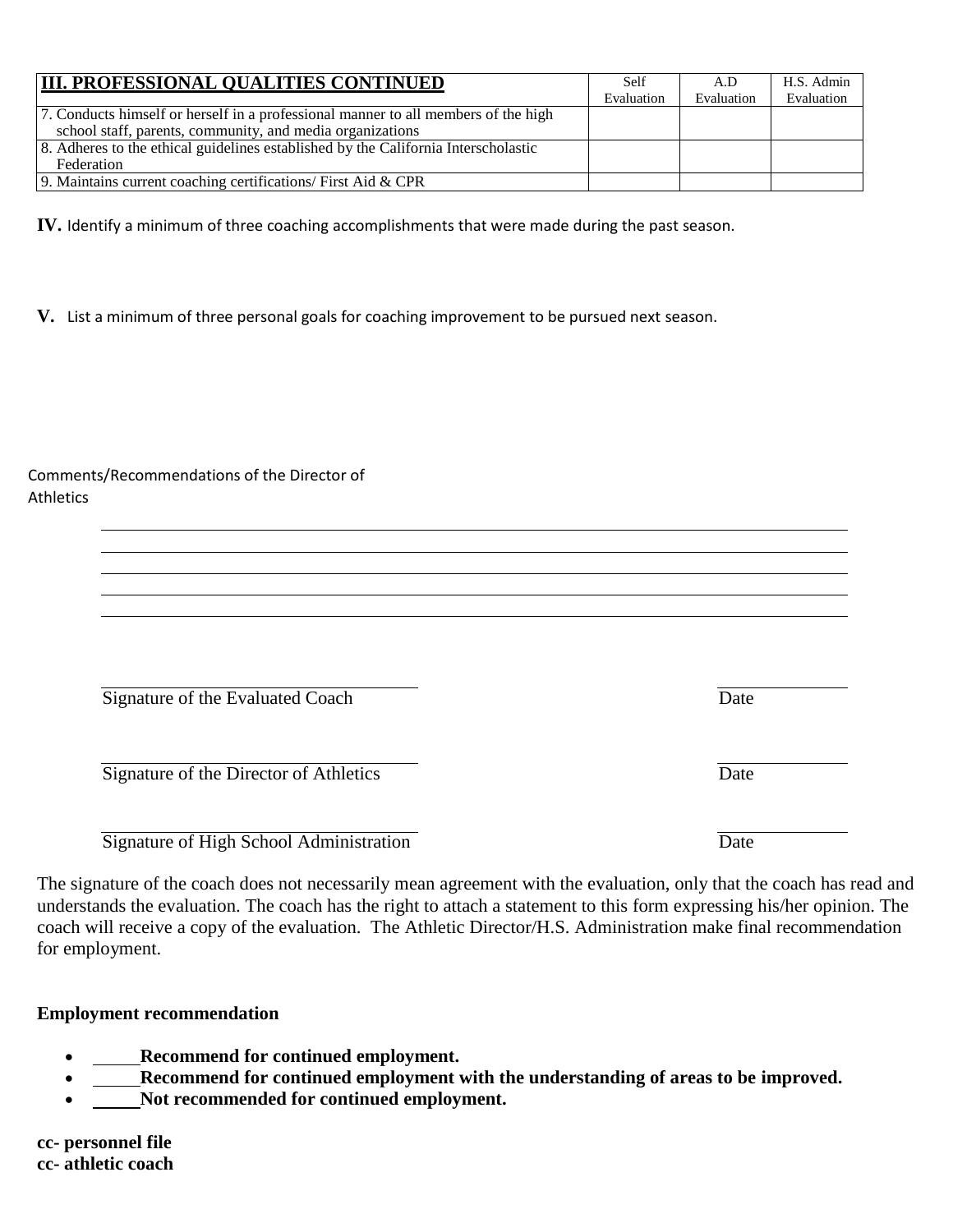| **III. PROFESSIONAL QUALITIES CONTINUED** | Self Evaluation | A.D Evaluation | H.S. Admin Evaluation |
|---|---|---|---|
| 7. Conducts himself or herself in a professional manner to all members of the high school staff, parents, community, and media organizations | | | |
| 8. Adheres to the ethical guidelines established by the California Interscholastic Federation | | | |
| 9. Maintains current coaching certifications/ First Aid & CPR | | | |

**IV.** Identify a minimum of three coaching accomplishments that were made during the past season.

**V.** List a minimum of three personal goals for coaching improvement to be pursued next season.

Comments/Recommendations of the Director of Athletics

______________________________________________________________________________

______________________________________________________________________________

______________________________________________________________________________

______________________________________________________________________________

______________________________________________________________________________

______________________________ ____________
Signature of the Evaluated Coach Date

______________________________ ____________
Signature of the Director of Athletics Date

______________________________ ____________
Signature of High School Administration Date

The signature of the coach does not necessarily mean agreement with the evaluation, only that the coach has read and understands the evaluation. The coach has the right to attach a statement to this form expressing his/her opinion. The coach will receive a copy of the evaluation. The Athletic Director/H.S. Administration make final recommendation for employment.

**Employment recommendation**

- _____**Recommend for continued employment.**
- _____**Recommend for continued employment with the understanding of areas to be improved.**
- _____**Not recommended for continued employment.**

**cc- personnel file**
**cc- athletic coach**